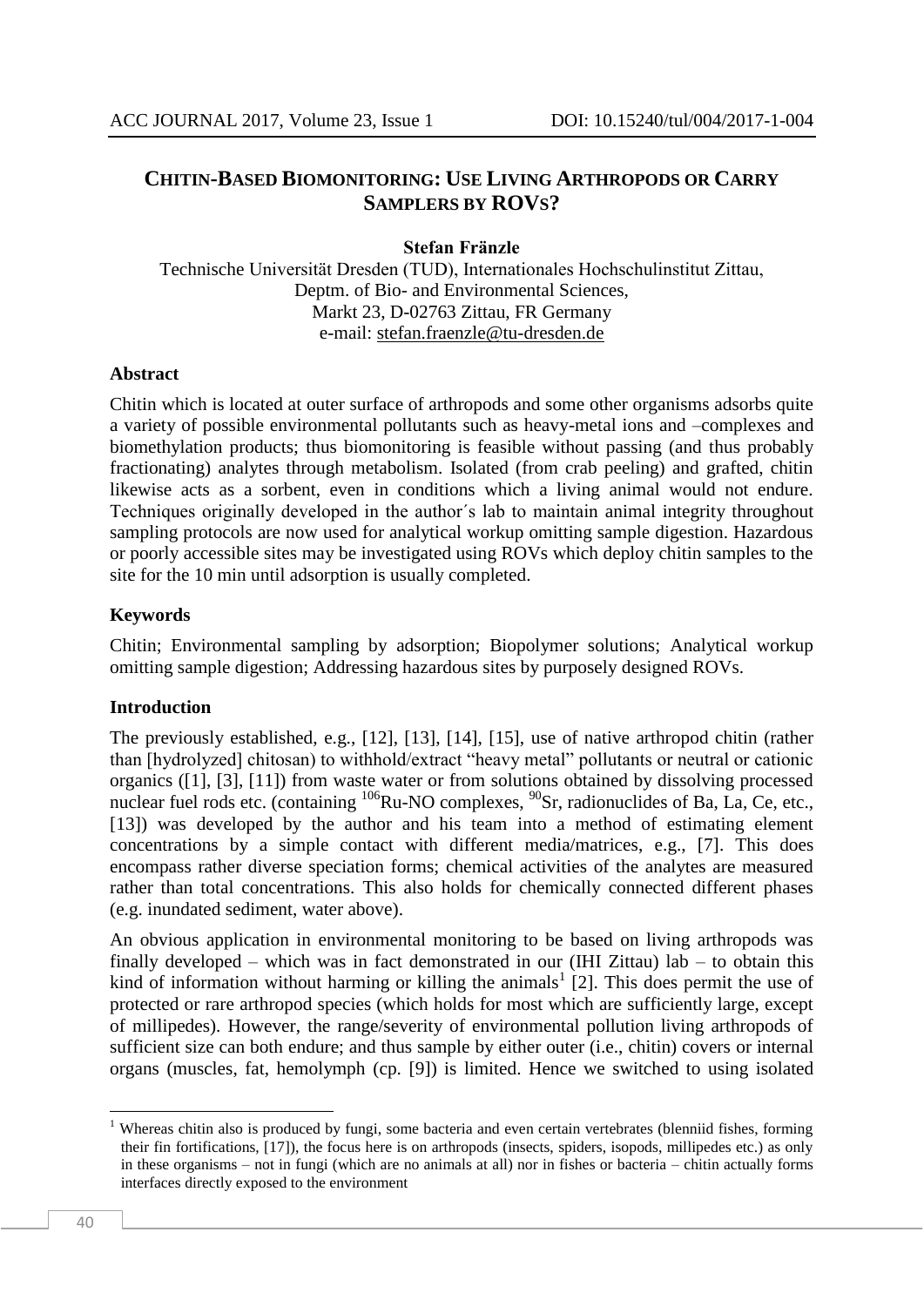# CHITIN-BASED BIOMONITORING: USE LIVING ARTHROPODS OR CARRY SAMPLERS BY ROVS?

**Stefan Fränzle**

Technische Universität Dresden (TUD), Internationales Hochschulinstitut Zittau,
Deptm. of Bio- and Environmental Sciences,
Markt 23, D-02763 Zittau, FR Germany
e-mail: stefan.fraenzle@tu-dresden.de

## Abstract

Chitin which is located at outer surface of arthropods and some other organisms adsorbs quite a variety of possible environmental pollutants such as heavy-metal ions and –complexes and biomethylation products; thus biomonitoring is feasible without passing (and thus probably fractionating) analytes through metabolism. Isolated (from crab peeling) and grafted, chitin likewise acts as a sorbent, even in conditions which a living animal would not endure. Techniques originally developed in the author´s lab to maintain animal integrity throughout sampling protocols are now used for analytical workup omitting sample digestion. Hazardous or poorly accessible sites may be investigated using ROVs which deploy chitin samples to the site for the 10 min until adsorption is usually completed.

## Keywords

Chitin; Environmental sampling by adsorption; Biopolymer solutions; Analytical workup omitting sample digestion; Addressing hazardous sites by purposely designed ROVs.

## Introduction

The previously established, e.g., [12], [13], [14], [15], use of native arthropod chitin (rather than [hydrolyzed] chitosan) to withhold/extract "heavy metal" pollutants or neutral or cationic organics ([1], [3], [11]) from waste water or from solutions obtained by dissolving processed nuclear fuel rods etc. (containing $^{106}$Ru-NO complexes, $^{90}$Sr, radionuclides of Ba, La, Ce, etc., [13]) was developed by the author and his team into a method of estimating element concentrations by a simple contact with different media/matrices, e.g., [7]. This does encompass rather diverse speciation forms; chemical activities of the analytes are measured rather than total concentrations. This also holds for chemically connected different phases (e.g. inundated sediment, water above).

An obvious application in environmental monitoring to be based on living arthropods was finally developed – which was in fact demonstrated in our (IHI Zittau) lab – to obtain this kind of information without harming or killing the animals[1] [2]. This does permit the use of protected or rare arthropod species (which holds for most which are sufficiently large, except of millipedes). However, the range/severity of environmental pollution living arthropods of sufficient size can both endure; and thus sample by either outer (i.e., chitin) covers or internal organs (muscles, fat, hemolymph (cp. [9]) is limited. Hence we switched to using isolated

[1] Whereas chitin also is produced by fungi, some bacteria and even certain vertebrates (blenniid fishes, forming their fin fortifications, [17]), the focus here is on arthropods (insects, spiders, isopods, millipedes etc.) as only in these organisms – not in fungi (which are no animals at all) nor in fishes or bacteria – chitin actually forms interfaces directly exposed to the environment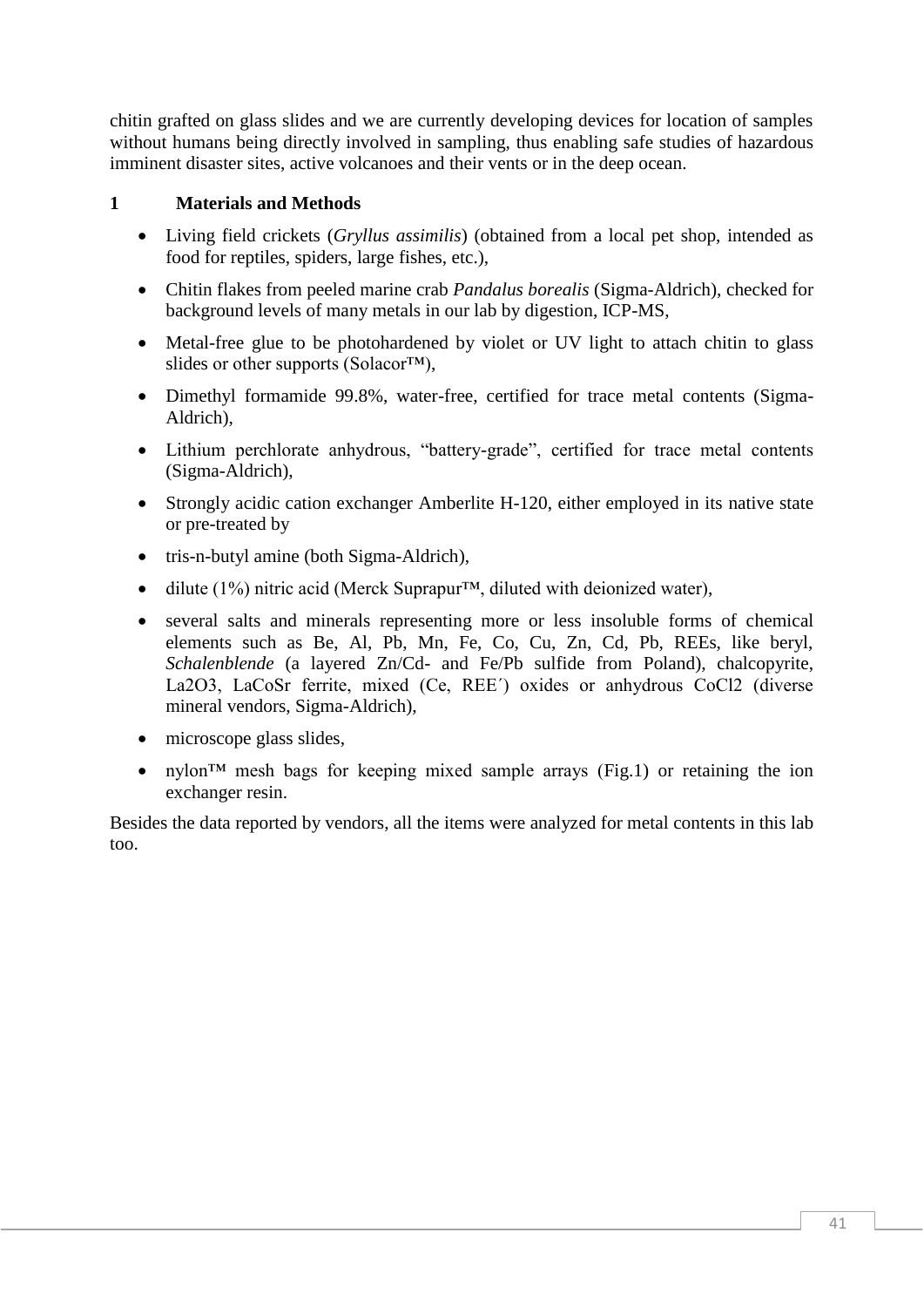chitin grafted on glass slides and we are currently developing devices for location of samples without humans being directly involved in sampling, thus enabling safe studies of hazardous imminent disaster sites, active volcanoes and their vents or in the deep ocean.

## 1 Materials and Methods

- Living field crickets (*Gryllus assimilis*) (obtained from a local pet shop, intended as food for reptiles, spiders, large fishes, etc.),
- Chitin flakes from peeled marine crab *Pandalus borealis* (Sigma-Aldrich), checked for background levels of many metals in our lab by digestion, ICP-MS,
- Metal-free glue to be photohardened by violet or UV light to attach chitin to glass slides or other supports (Solacor™),
- Dimethyl formamide 99.8%, water-free, certified for trace metal contents (Sigma-Aldrich),
- Lithium perchlorate anhydrous, "battery-grade", certified for trace metal contents (Sigma-Aldrich),
- Strongly acidic cation exchanger Amberlite H-120, either employed in its native state or pre-treated by
- tris-n-butyl amine (both Sigma-Aldrich),
- dilute (1%) nitric acid (Merck Suprapur™, diluted with deionized water),
- several salts and minerals representing more or less insoluble forms of chemical elements such as Be, Al, Pb, Mn, Fe, Co, Cu, Zn, Cd, Pb, REEs, like beryl, *Schalenblende* (a layered Zn/Cd- and Fe/Pb sulfide from Poland), chalcopyrite, $La_2O_3$, LaCoSr ferrite, mixed (Ce, REE´) oxides or anhydrous $CoCl_2$ (diverse mineral vendors, Sigma-Aldrich),
- microscope glass slides,
- nylon™ mesh bags for keeping mixed sample arrays (Fig.1) or retaining the ion exchanger resin.

Besides the data reported by vendors, all the items were analyzed for metal contents in this lab too.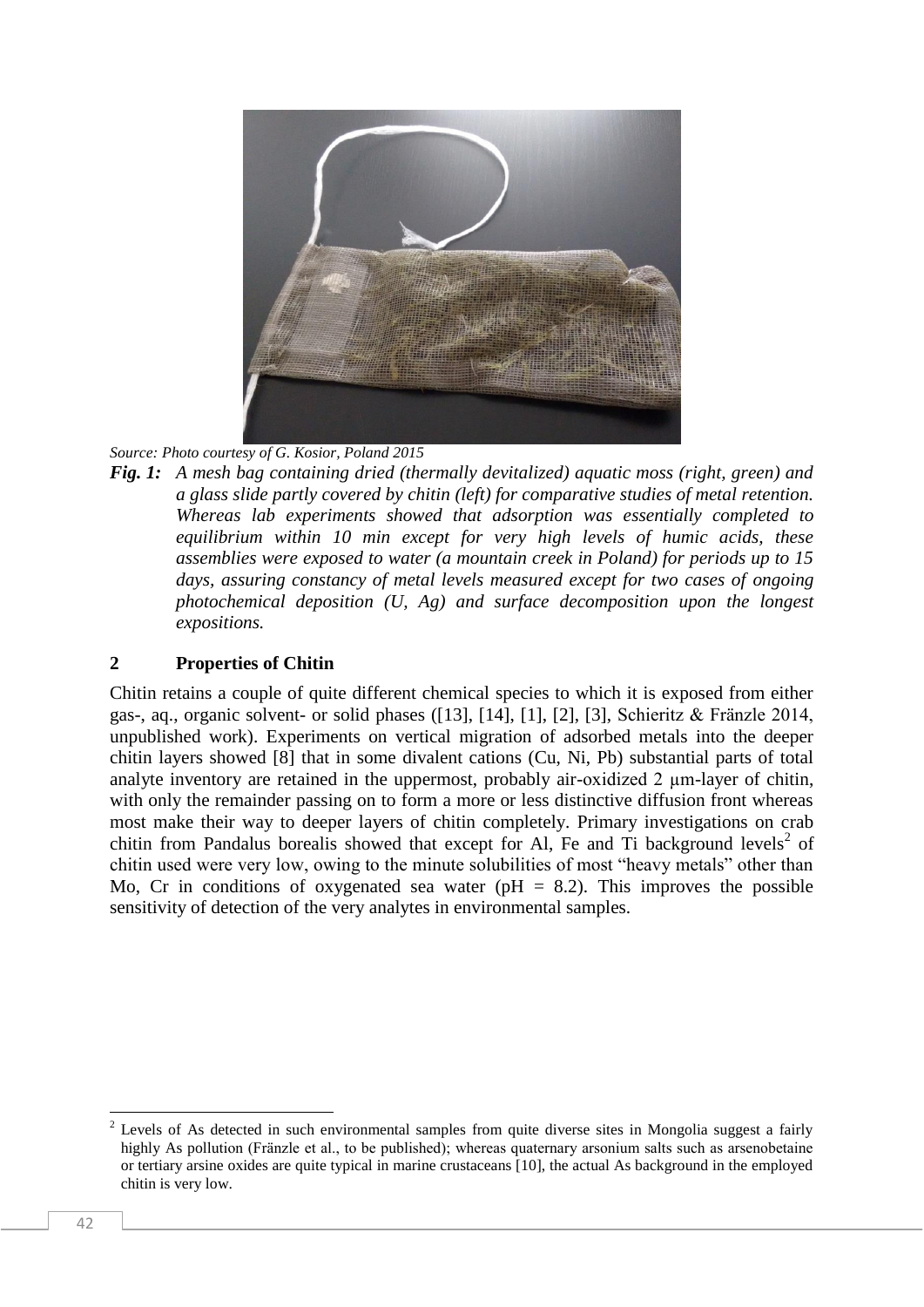*Source: Photo courtesy of G. Kosior, Poland 2015*

***Fig. 1:*** *A mesh bag containing dried (thermally devitalized) aquatic moss (right, green) and a glass slide partly covered by chitin (left) for comparative studies of metal retention. Whereas lab experiments showed that adsorption was essentially completed to equilibrium within 10 min except for very high levels of humic acids, these assemblies were exposed to water (a mountain creek in Poland) for periods up to 15 days, assuring constancy of metal levels measured except for two cases of ongoing photochemical deposition (U, Ag) and surface decomposition upon the longest expositions.*

## 2 Properties of Chitin

Chitin retains a couple of quite different chemical species to which it is exposed from either gas-, aq., organic solvent- or solid phases ([13], [14], [1], [2], [3], Schieritz & Fränzle 2014, unpublished work). Experiments on vertical migration of adsorbed metals into the deeper chitin layers showed [8] that in some divalent cations (Cu, Ni, Pb) substantial parts of total analyte inventory are retained in the uppermost, probably air-oxidized 2 μm-layer of chitin, with only the remainder passing on to form a more or less distinctive diffusion front whereas most make their way to deeper layers of chitin completely. Primary investigations on crab chitin from Pandalus borealis showed that except for Al, Fe and Ti background levels[2] of chitin used were very low, owing to the minute solubilities of most "heavy metals" other than Mo, Cr in conditions of oxygenated sea water ($pH = 8.2$). This improves the possible sensitivity of detection of the very analytes in environmental samples.

---

[2] Levels of As detected in such environmental samples from quite diverse sites in Mongolia suggest a fairly highly As pollution (Fränzle et al., to be published); whereas quaternary arsonium salts such as arsenobetaine or tertiary arsine oxides are quite typical in marine crustaceans [10], the actual As background in the employed chitin is very low.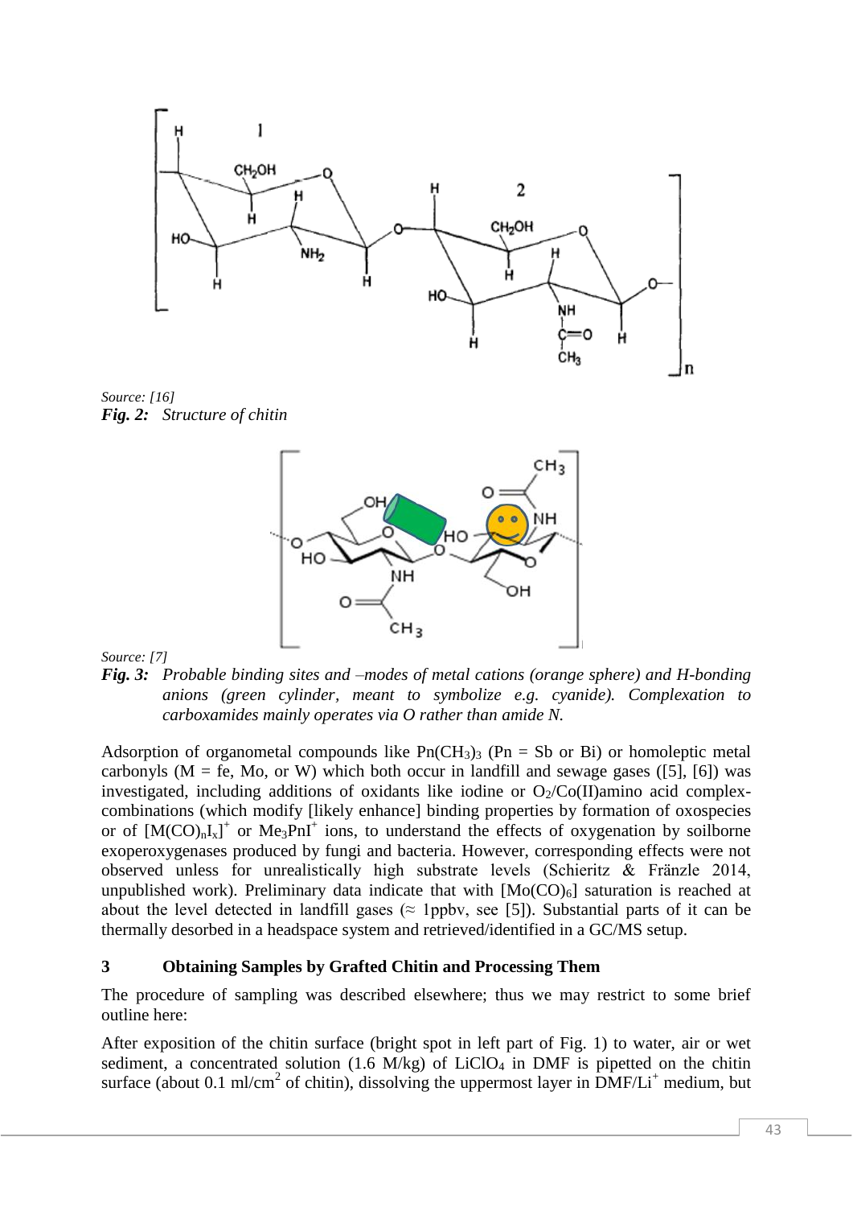*Source: [16]*
***Fig. 2:*** *Structure of chitin*

*Source: [7]*
***Fig. 3:*** *Probable binding sites and –modes of metal cations (orange sphere) and H-bonding anions (green cylinder, meant to symbolize e.g. cyanide). Complexation to carboxamides mainly operates via O rather than amide N.*

Adsorption of organometal compounds like $Pn(CH_3)_3$ (Pn = Sb or Bi) or homoleptic metal carbonyls (M = fe, Mo, or W) which both occur in landfill and sewage gases ([5], [6]) was investigated, including additions of oxidants like iodine or $O_2$/Co(II)amino acid complex-combinations (which modify [likely enhance] binding properties by formation of oxospecies or of $[M(CO)_nI_x]^+$ or $Me_3PnI^+$ ions, to understand the effects of oxygenation by soilborne exoperoxygenases produced by fungi and bacteria. However, corresponding effects were not observed unless for unrealistically high substrate levels (Schieritz & Fränzle 2014, unpublished work). Preliminary data indicate that with $[Mo(CO)_6]$ saturation is reached at about the level detected in landfill gases (≈ 1ppbv, see [5]). Substantial parts of it can be thermally desorbed in a headspace system and retrieved/identified in a GC/MS setup.

## 3 Obtaining Samples by Grafted Chitin and Processing Them

The procedure of sampling was described elsewhere; thus we may restrict to some brief outline here:

After exposition of the chitin surface (bright spot in left part of Fig. 1) to water, air or wet sediment, a concentrated solution (1.6 M/kg) of $LiClO_4$ in DMF is pipetted on the chitin surface (about 0.1 ml/cm$^2$ of chitin), dissolving the uppermost layer in DMF/$Li^+$ medium, but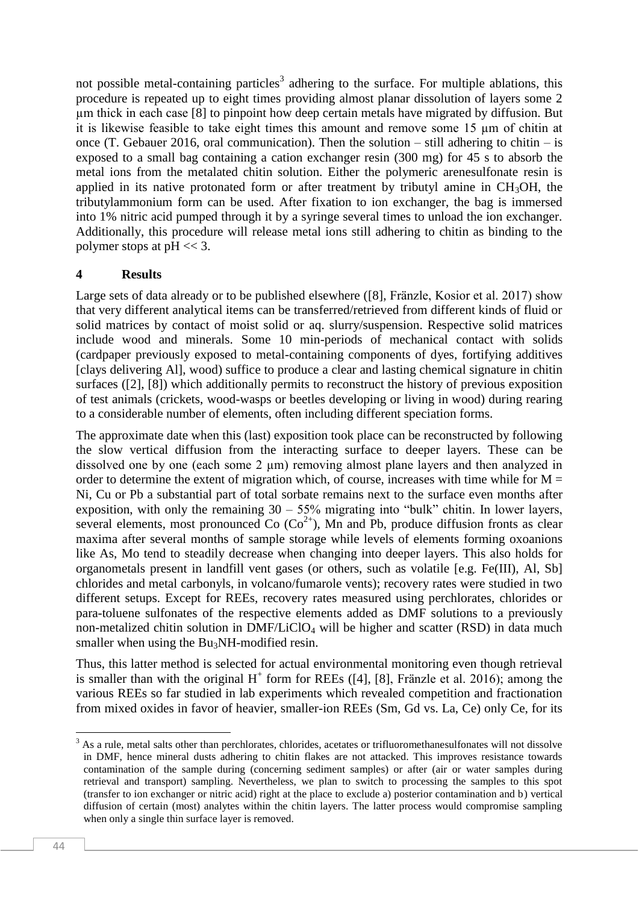not possible metal-containing particles[3] adhering to the surface. For multiple ablations, this procedure is repeated up to eight times providing almost planar dissolution of layers some 2 µm thick in each case [8] to pinpoint how deep certain metals have migrated by diffusion. But it is likewise feasible to take eight times this amount and remove some 15 µm of chitin at once (T. Gebauer 2016, oral communication). Then the solution – still adhering to chitin – is exposed to a small bag containing a cation exchanger resin (300 mg) for 45 s to absorb the metal ions from the metalated chitin solution. Either the polymeric arenesulfonate resin is applied in its native protonated form or after treatment by tributyl amine in $CH_3OH$, the tributylammonium form can be used. After fixation to ion exchanger, the bag is immersed into 1% nitric acid pumped through it by a syringe several times to unload the ion exchanger. Additionally, this procedure will release metal ions still adhering to chitin as binding to the polymer stops at pH << 3.

## 4 Results

Large sets of data already or to be published elsewhere ([8], Fränzle, Kosior et al. 2017) show that very different analytical items can be transferred/retrieved from different kinds of fluid or solid matrices by contact of moist solid or aq. slurry/suspension. Respective solid matrices include wood and minerals. Some 10 min-periods of mechanical contact with solids (cardpaper previously exposed to metal-containing components of dyes, fortifying additives [clays delivering Al], wood) suffice to produce a clear and lasting chemical signature in chitin surfaces ([2], [8]) which additionally permits to reconstruct the history of previous exposition of test animals (crickets, wood-wasps or beetles developing or living in wood) during rearing to a considerable number of elements, often including different speciation forms.

The approximate date when this (last) exposition took place can be reconstructed by following the slow vertical diffusion from the interacting surface to deeper layers. These can be dissolved one by one (each some 2 µm) removing almost plane layers and then analyzed in order to determine the extent of migration which, of course, increases with time while for M = Ni, Cu or Pb a substantial part of total sorbate remains next to the surface even months after exposition, with only the remaining 30 – 55% migrating into "bulk" chitin. In lower layers, several elements, most pronounced Co ($Co^{2+}$), Mn and Pb, produce diffusion fronts as clear maxima after several months of sample storage while levels of elements forming oxoanions like As, Mo tend to steadily decrease when changing into deeper layers. This also holds for organometals present in landfill vent gases (or others, such as volatile [e.g. Fe(III), Al, Sb] chlorides and metal carbonyls, in volcano/fumarole vents); recovery rates were studied in two different setups. Except for REEs, recovery rates measured using perchlorates, chlorides or para-toluene sulfonates of the respective elements added as DMF solutions to a previously non-metalized chitin solution in DMF/$LiClO_4$ will be higher and scatter (RSD) in data much smaller when using the $Bu_3NH$-modified resin.

Thus, this latter method is selected for actual environmental monitoring even though retrieval is smaller than with the original $H^+$ form for REEs ([4], [8], Fränzle et al. 2016); among the various REEs so far studied in lab experiments which revealed competition and fractionation from mixed oxides in favor of heavier, smaller-ion REEs (Sm, Gd vs. La, Ce) only Ce, for its

[3] As a rule, metal salts other than perchlorates, chlorides, acetates or trifluoromethanesulfonates will not dissolve in DMF, hence mineral dusts adhering to chitin flakes are not attacked. This improves resistance towards contamination of the sample during (concerning sediment samples) or after (air or water samples during retrieval and transport) sampling. Nevertheless, we plan to switch to processing the samples to this spot (transfer to ion exchanger or nitric acid) right at the place to exclude a) posterior contamination and b) vertical diffusion of certain (most) analytes within the chitin layers. The latter process would compromise sampling when only a single thin surface layer is removed.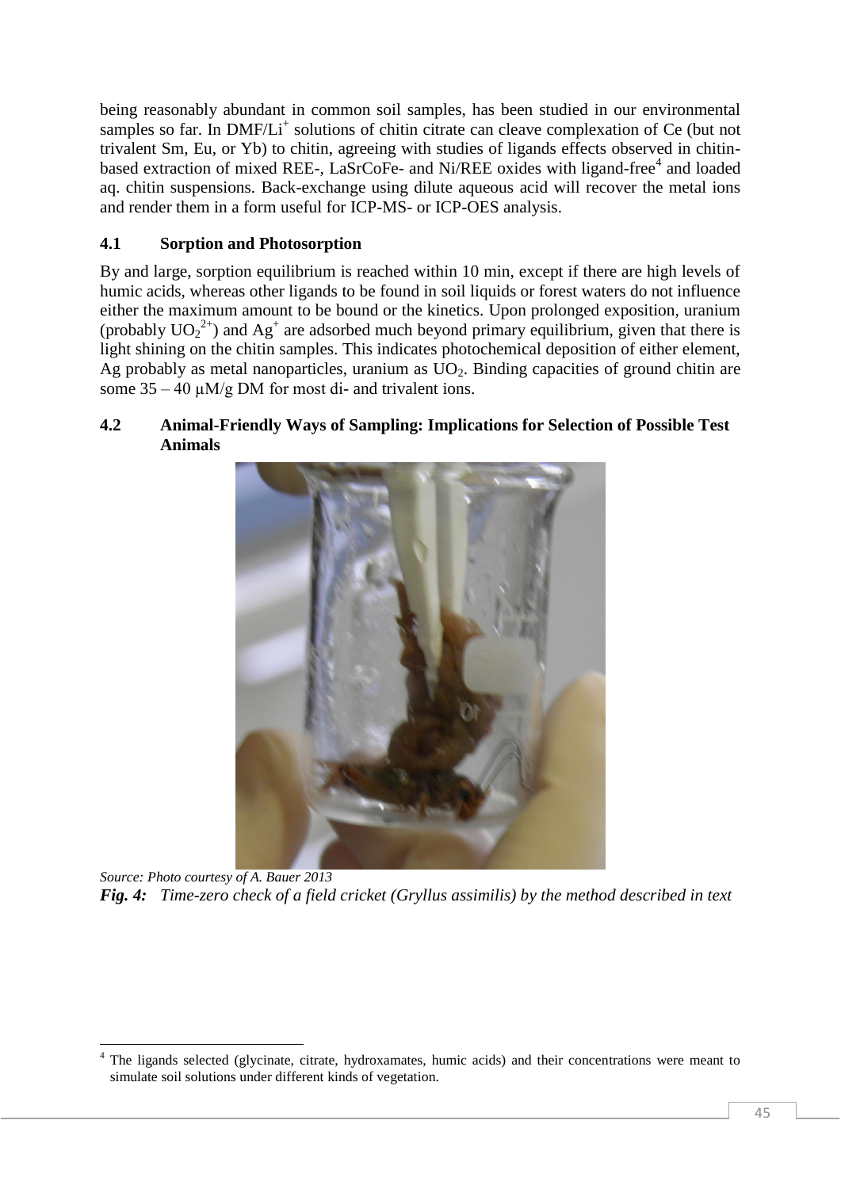being reasonably abundant in common soil samples, has been studied in our environmental samples so far. In DMF/$Li^+$ solutions of chitin citrate can cleave complexation of Ce (but not trivalent Sm, Eu, or Yb) to chitin, agreeing with studies of ligands effects observed in chitin-based extraction of mixed REE-, LaSrCoFe- and Ni/REE oxides with ligand-free[4] and loaded aq. chitin suspensions. Back-exchange using dilute aqueous acid will recover the metal ions and render them in a form useful for ICP-MS- or ICP-OES analysis.

## 4.1 Sorption and Photosorption

By and large, sorption equilibrium is reached within 10 min, except if there are high levels of humic acids, whereas other ligands to be found in soil liquids or forest waters do not influence either the maximum amount to be bound or the kinetics. Upon prolonged exposition, uranium (probably $UO_2^{2+}$) and $Ag^+$ are adsorbed much beyond primary equilibrium, given that there is light shining on the chitin samples. This indicates photochemical deposition of either element, Ag probably as metal nanoparticles, uranium as $UO_2$. Binding capacities of ground chitin are some 35 – 40 μM/g DM for most di- and trivalent ions.

## 4.2 Animal-Friendly Ways of Sampling: Implications for Selection of Possible Test Animals

*Source: Photo courtesy of A. Bauer 2013*

***Fig. 4:** Time-zero check of a field cricket (Gryllus assimilis) by the method described in text*

[4] The ligands selected (glycinate, citrate, hydroxamates, humic acids) and their concentrations were meant to simulate soil solutions under different kinds of vegetation.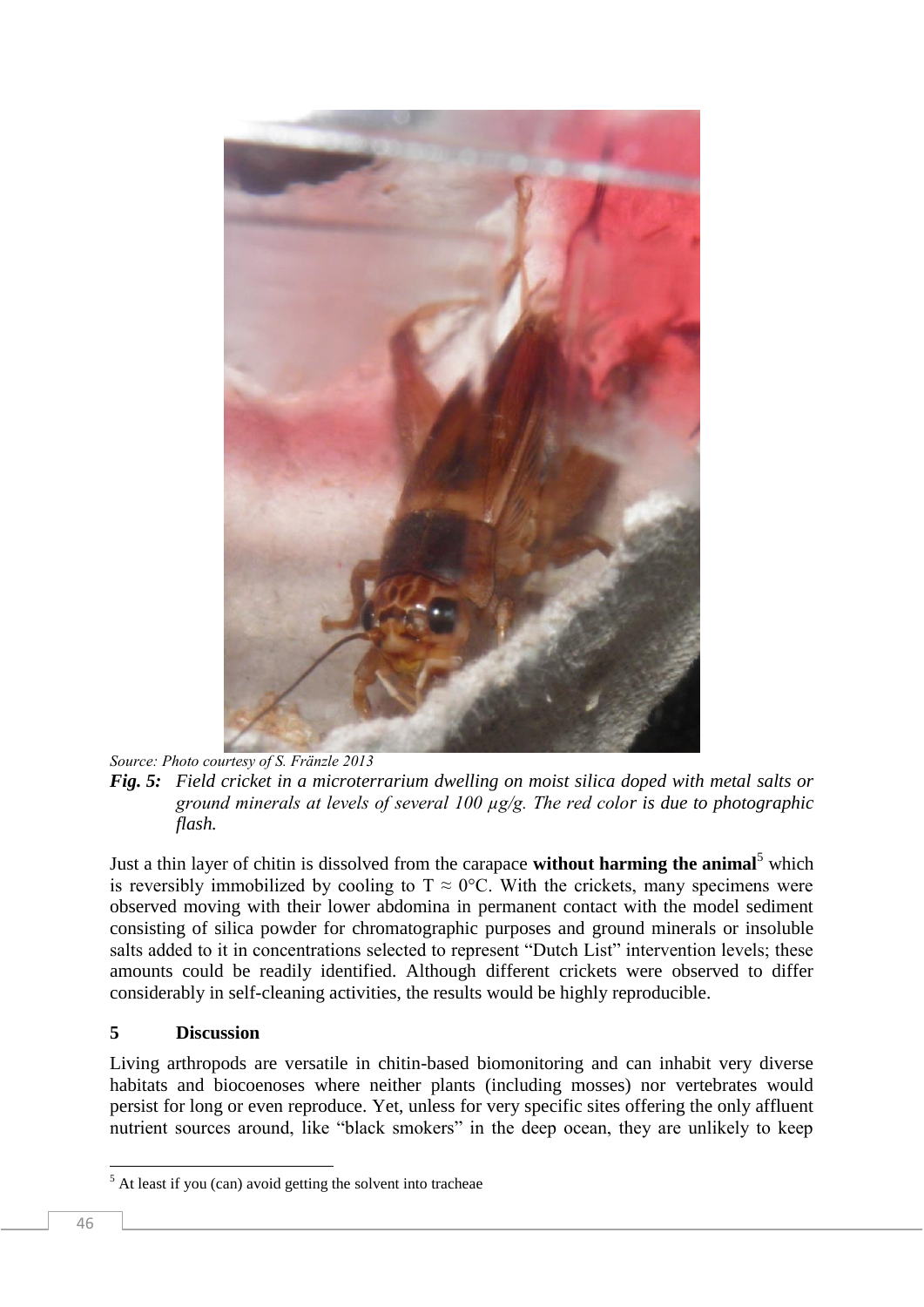Source: Photo courtesy of S. Fränzle 2013

***Fig. 5:*** *Field cricket in a microterrarium dwelling on moist silica doped with metal salts or ground minerals at levels of several 100 µg/g. The red color is due to photographic flash.*

Just a thin layer of chitin is dissolved from the carapace **without harming the animal**[5] which is reversibly immobilized by cooling to $T \approx 0°C$. With the crickets, many specimens were observed moving with their lower abdomina in permanent contact with the model sediment consisting of silica powder for chromatographic purposes and ground minerals or insoluble salts added to it in concentrations selected to represent "Dutch List" intervention levels; these amounts could be readily identified. Although different crickets were observed to differ considerably in self-cleaning activities, the results would be highly reproducible.

## 5 Discussion

Living arthropods are versatile in chitin-based biomonitoring and can inhabit very diverse habitats and biocoenoses where neither plants (including mosses) nor vertebrates would persist for long or even reproduce. Yet, unless for very specific sites offering the only affluent nutrient sources around, like "black smokers" in the deep ocean, they are unlikely to keep

[5] At least if you (can) avoid getting the solvent into tracheae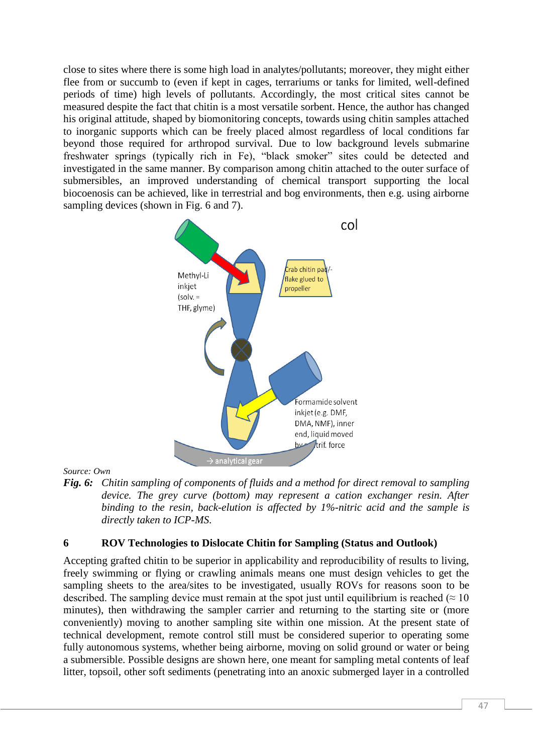close to sites where there is some high load in analytes/pollutants; moreover, they might either flee from or succumb to (even if kept in cages, terrariums or tanks for limited, well-defined periods of time) high levels of pollutants. Accordingly, the most critical sites cannot be measured despite the fact that chitin is a most versatile sorbent. Hence, the author has changed his original attitude, shaped by biomonitoring concepts, towards using chitin samples attached to inorganic supports which can be freely placed almost regardless of local conditions far beyond those required for arthropod survival. Due to low background levels submarine freshwater springs (typically rich in Fe), "black smoker" sites could be detected and investigated in the same manner. By comparison among chitin attached to the outer surface of submersibles, an improved understanding of chemical transport supporting the local biocoenosis can be achieved, like in terrestrial and bog environments, then e.g. using airborne sampling devices (shown in Fig. 6 and 7).

col

Methyl-Li inkjet (solv. = THF, glyme)

Crab chitin pad/-flake glued to propeller

Formamide solvent inkjet (e.g. DMF, DMA, NMF), inner end, liquid moved by centrif. force

→ analytical gear

*Source: Own*

***Fig. 6:*** *Chitin sampling of components of fluids and a method for direct removal to sampling device. The grey curve (bottom) may represent a cation exchanger resin. After binding to the resin, back-elution is affected by 1%-nitric acid and the sample is directly taken to ICP-MS.*

## 6 ROV Technologies to Dislocate Chitin for Sampling (Status and Outlook)

Accepting grafted chitin to be superior in applicability and reproducibility of results to living, freely swimming or flying or crawling animals means one must design vehicles to get the sampling sheets to the area/sites to be investigated, usually ROVs for reasons soon to be described. The sampling device must remain at the spot just until equilibrium is reached (≈ 10 minutes), then withdrawing the sampler carrier and returning to the starting site or (more conveniently) moving to another sampling site within one mission. At the present state of technical development, remote control still must be considered superior to operating some fully autonomous systems, whether being airborne, moving on solid ground or water or being a submersible. Possible designs are shown here, one meant for sampling metal contents of leaf litter, topsoil, other soft sediments (penetrating into an anoxic submerged layer in a controlled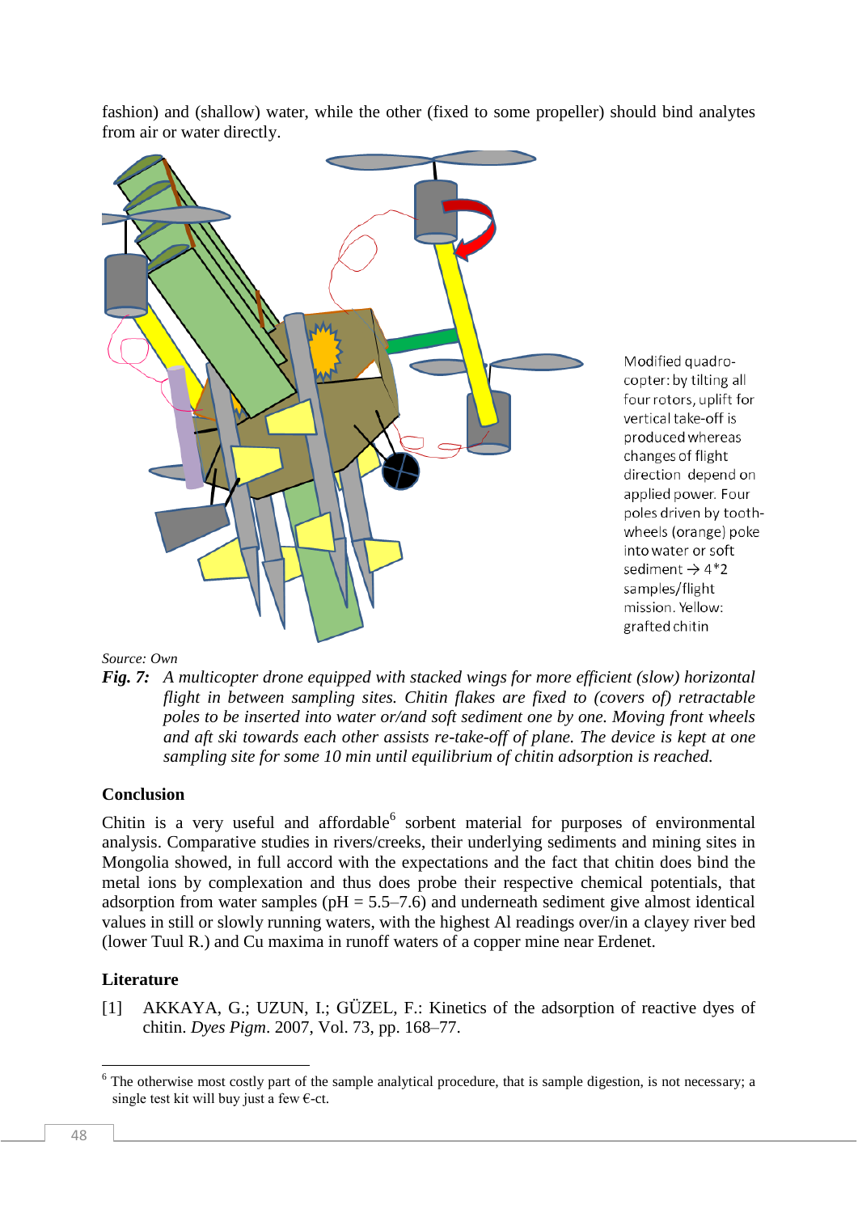fashion) and (shallow) water, while the other (fixed to some propeller) should bind analytes from air or water directly.

Modified quadro-copter: by tilting all four rotors, uplift for vertical take-off is produced whereas changes of flight direction depend on applied power. Four poles driven by tooth-wheels (orange) poke into water or soft sediment → 4*2 samples/flight mission. Yellow: grafted chitin

*Source: Own*

***Fig. 7:*** *A multicopter drone equipped with stacked wings for more efficient (slow) horizontal flight in between sampling sites. Chitin flakes are fixed to (covers of) retractable poles to be inserted into water or/and soft sediment one by one. Moving front wheels and aft ski towards each other assists re-take-off of plane. The device is kept at one sampling site for some 10 min until equilibrium of chitin adsorption is reached.*

## Conclusion

Chitin is a very useful and affordable[6] sorbent material for purposes of environmental analysis. Comparative studies in rivers/creeks, their underlying sediments and mining sites in Mongolia showed, in full accord with the expectations and the fact that chitin does bind the metal ions by complexation and thus does probe their respective chemical potentials, that adsorption from water samples (pH = 5.5–7.6) and underneath sediment give almost identical values in still or slowly running waters, with the highest Al readings over/in a clayey river bed (lower Tuul R.) and Cu maxima in runoff waters of a copper mine near Erdenet.

## Literature

[1] AKKAYA, G.; UZUN, I.; GÜZEL, F.: Kinetics of the adsorption of reactive dyes of chitin. *Dyes Pigm*. 2007, Vol. 73, pp. 168–77.

[6] The otherwise most costly part of the sample analytical procedure, that is sample digestion, is not necessary; a single test kit will buy just a few €-ct.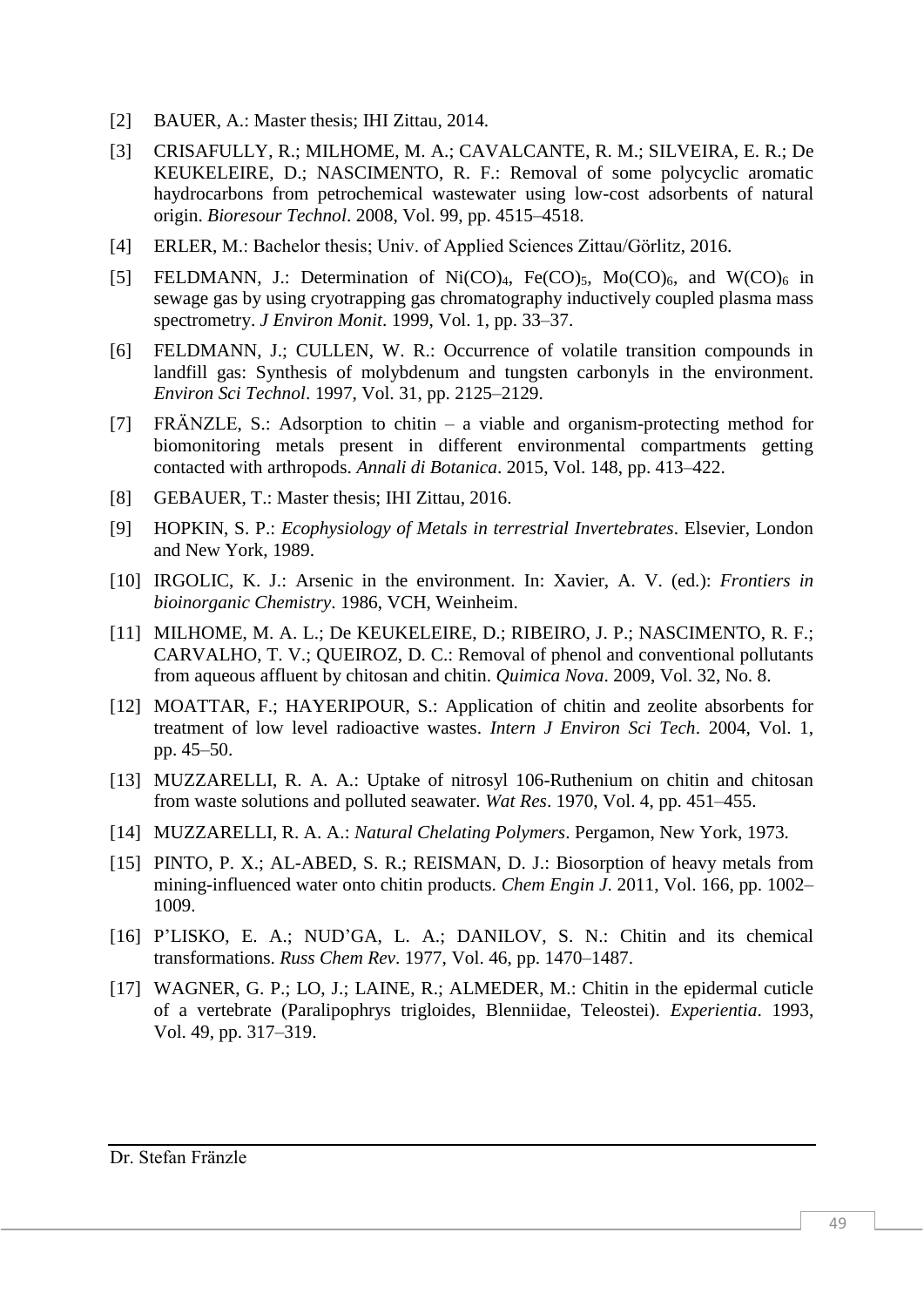[2] BAUER, A.: Master thesis; IHI Zittau, 2014.

[3] CRISAFULLY, R.; MILHOME, M. A.; CAVALCANTE, R. M.; SILVEIRA, E. R.; De KEUKELEIRE, D.; NASCIMENTO, R. F.: Removal of some polycyclic aromatic haydrocarbons from petrochemical wastewater using low-cost adsorbents of natural origin. *Bioresour Technol*. 2008, Vol. 99, pp. 4515–4518.

[4] ERLER, M.: Bachelor thesis; Univ. of Applied Sciences Zittau/Görlitz, 2016.

[5] FELDMANN, J.: Determination of $Ni(CO)_4$, $Fe(CO)_5$, $Mo(CO)_6$, and $W(CO)_6$ in sewage gas by using cryotrapping gas chromatography inductively coupled plasma mass spectrometry. *J Environ Monit*. 1999, Vol. 1, pp. 33–37.

[6] FELDMANN, J.; CULLEN, W. R.: Occurrence of volatile transition compounds in landfill gas: Synthesis of molybdenum and tungsten carbonyls in the environment. *Environ Sci Technol*. 1997, Vol. 31, pp. 2125–2129.

[7] FRÄNZLE, S.: Adsorption to chitin – a viable and organism-protecting method for biomonitoring metals present in different environmental compartments getting contacted with arthropods. *Annali di Botanica*. 2015, Vol. 148, pp. 413–422.

[8] GEBAUER, T.: Master thesis; IHI Zittau, 2016.

[9] HOPKIN, S. P.: *Ecophysiology of Metals in terrestrial Invertebrates*. Elsevier, London and New York, 1989.

[10] IRGOLIC, K. J.: Arsenic in the environment. In: Xavier, A. V. (ed.): *Frontiers in bioinorganic Chemistry*. 1986, VCH, Weinheim.

[11] MILHOME, M. A. L.; De KEUKELEIRE, D.; RIBEIRO, J. P.; NASCIMENTO, R. F.; CARVALHO, T. V.; QUEIROZ, D. C.: Removal of phenol and conventional pollutants from aqueous affluent by chitosan and chitin. *Quimica Nova*. 2009, Vol. 32, No. 8.

[12] MOATTAR, F.; HAYERIPOUR, S.: Application of chitin and zeolite absorbents for treatment of low level radioactive wastes. *Intern J Environ Sci Tech*. 2004, Vol. 1, pp. 45–50.

[13] MUZZARELLI, R. A. A.: Uptake of nitrosyl 106-Ruthenium on chitin and chitosan from waste solutions and polluted seawater. *Wat Res*. 1970, Vol. 4, pp. 451–455.

[14] MUZZARELLI, R. A. A.: *Natural Chelating Polymers*. Pergamon, New York, 1973.

[15] PINTO, P. X.; AL-ABED, S. R.; REISMAN, D. J.: Biosorption of heavy metals from mining-influenced water onto chitin products. *Chem Engin J*. 2011, Vol. 166, pp. 1002–1009.

[16] P'LISKO, E. A.; NUD'GA, L. A.; DANILOV, S. N.: Chitin and its chemical transformations. *Russ Chem Rev*. 1977, Vol. 46, pp. 1470–1487.

[17] WAGNER, G. P.; LO, J.; LAINE, R.; ALMEDER, M.: Chitin in the epidermal cuticle of a vertebrate (Paralipophrys trigloides, Blenniidae, Teleostei). *Experientia*. 1993, Vol. 49, pp. 317–319.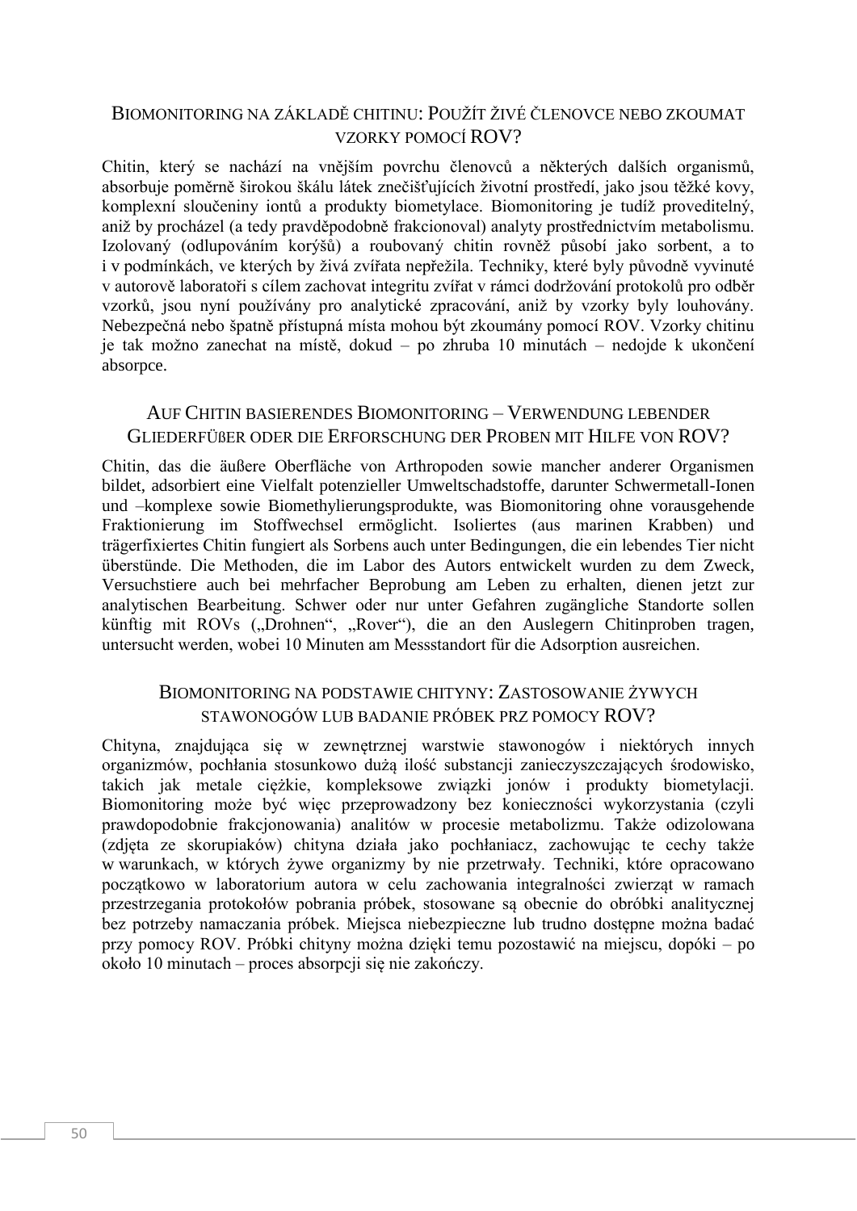## BIOMONITORING NA ZÁKLADĚ CHITINU: POUŽÍT ŽIVÉ ČLENOVCE NEBO ZKOUMAT VZORKY POMOCÍ ROV?

Chitin, který se nachází na vnějším povrchu členovců a některých dalších organismů, absorbuje poměrně širokou škálu látek znečišťujících životní prostředí, jako jsou těžké kovy, komplexní sloučeniny iontů a produkty biometylace. Biomonitoring je tudíž proveditelný, aniž by procházel (a tedy pravděpodobně frakcionoval) analyty prostřednictvím metabolismu. Izolovaný (odlupováním korýšů) a roubovaný chitin rovněž působí jako sorbent, a to i v podmínkách, ve kterých by živá zvířata nepřežila. Techniky, které byly původně vyvinuté v autorově laboratoři s cílem zachovat integritu zvířat v rámci dodržování protokolů pro odběr vzorků, jsou nyní používány pro analytické zpracování, aniž by vzorky byly louhovány. Nebezpečná nebo špatně přístupná místa mohou být zkoumány pomocí ROV. Vzorky chitinu je tak možno zanechat na místě, dokud – po zhruba 10 minutách – nedojde k ukončení absorpce.

## AUF CHITIN BASIERENDES BIOMONITORING – VERWENDUNG LEBENDER GLIEDERFÜßER ODER DIE ERFORSCHUNG DER PROBEN MIT HILFE VON ROV?

Chitin, das die äußere Oberfläche von Arthropoden sowie mancher anderer Organismen bildet, adsorbiert eine Vielfalt potenzieller Umweltschadstoffe, darunter Schwermetall-Ionen und –komplexe sowie Biomethylierungsprodukte, was Biomonitoring ohne vorausgehende Fraktionierung im Stoffwechsel ermöglicht. Isoliertes (aus marinen Krabben) und trägerfixiertes Chitin fungiert als Sorbens auch unter Bedingungen, die ein lebendes Tier nicht überstünde. Die Methoden, die im Labor des Autors entwickelt wurden zu dem Zweck, Versuchstiere auch bei mehrfacher Beprobung am Leben zu erhalten, dienen jetzt zur analytischen Bearbeitung. Schwer oder nur unter Gefahren zugängliche Standorte sollen künftig mit ROVs („Drohnen", „Rover"), die an den Auslegern Chitinproben tragen, untersucht werden, wobei 10 Minuten am Messstandort für die Adsorption ausreichen.

## BIOMONITORING NA PODSTAWIE CHITYNY: ZASTOSOWANIE ŻYWYCH STAWONOGÓW LUB BADANIE PRÓBEK PRZ POMOCY ROV?

Chityna, znajdująca się w zewnętrznej warstwie stawonogów i niektórych innych organizmów, pochłania stosunkowo dużą ilość substancji zanieczyszczających środowisko, takich jak metale ciężkie, kompleksowe związki jonów i produkty biometylacji. Biomonitoring może być więc przeprowadzony bez konieczności wykorzystania (czyli prawdopodobnie frakcjonowania) analitów w procesie metabolizmu. Także odizolowana (zdjęta ze skorupiaków) chityna działa jako pochłaniacz, zachowując te cechy także w warunkach, w których żywe organizmy by nie przetrwały. Techniki, które opracowano początkowo w laboratorium autora w celu zachowania integralności zwierząt w ramach przestrzegania protokołów pobrania próbek, stosowane są obecnie do obróbki analitycznej bez potrzeby namaczania próbek. Miejsca niebezpieczne lub trudno dostępne można badać przy pomocy ROV. Próbki chityny można dzięki temu pozostawić na miejscu, dopóki – po około 10 minutach – proces absorpcji się nie zakończy.